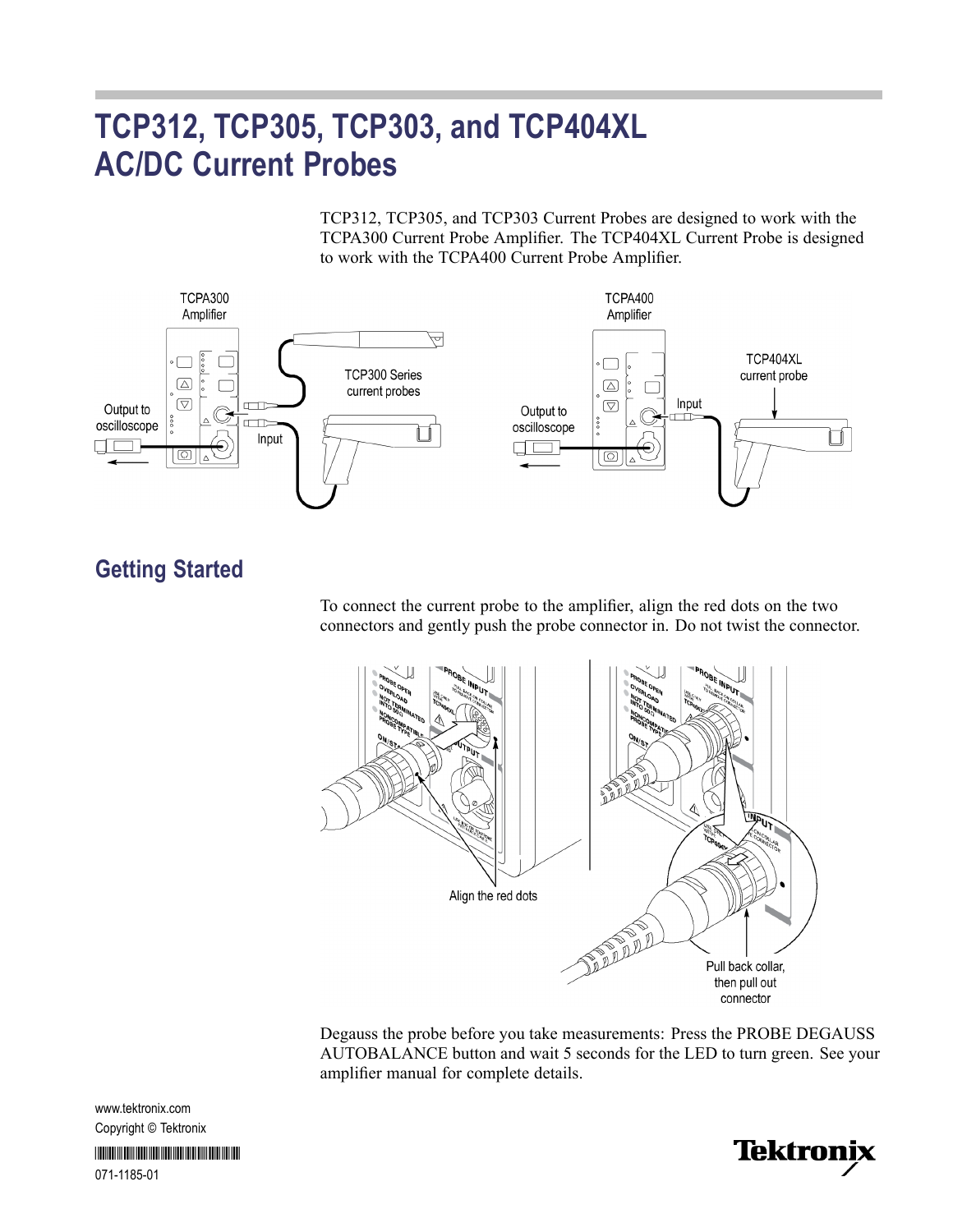# TCP312, TCP305, TCP303, and TCP404XL AC/DC Current Probes

TCP312, TCP305, and TCP303 Current Probes are designed to work with the TCPA300 Current Probe Amplifier. The TCP404XL Current Probe is designed to work with the TCPA400 Current Probe Amplifier.

## Getting Started

To connect the current probe to the amplifier, align the red dots on the two connectors and gently push the probe connector in. Do not twist the connector.

Degauss the probe before you take measurements: Press the PROBE DEGAUSS AUTOBALANCE button and wait 5 seconds for the LED to turn green. See your amplifier manual for complete details.

www.tektronix.com

Copyright © Tektronix

071-1185-01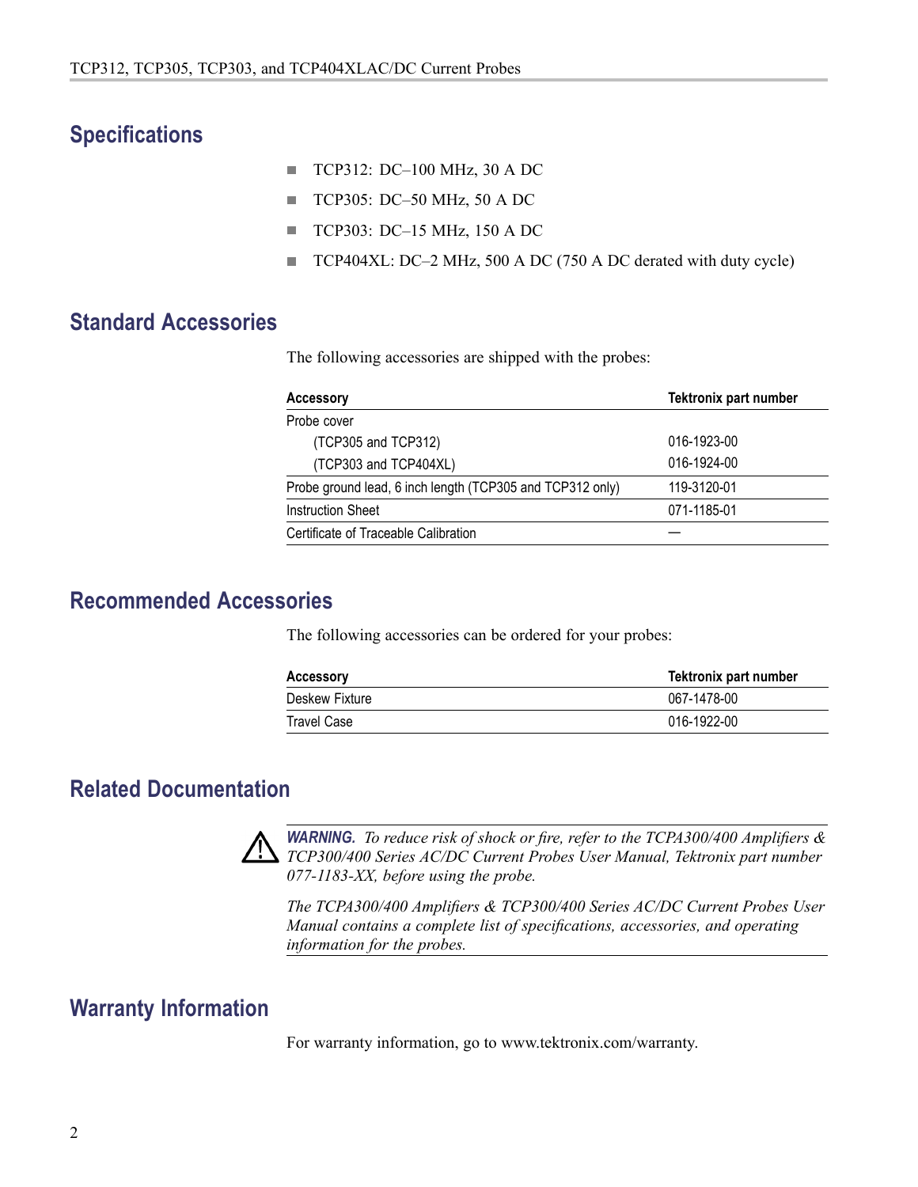## Specifications

- TCP312: DC–100 MHz, 30 A DC
- TCP305: DC–50 MHz, 50 A DC
- TCP303: DC–15 MHz, 150 A DC
- TCP404XL: DC–2 MHz, 500 A DC (750 A DC derated with duty cycle)

## Standard Accessories

The following accessories are shipped with the probes:

| Accessory | Tektronix part number |
|---|---|
| Probe cover | |
| (TCP305 and TCP312) | 016-1923-00 |
| (TCP303 and TCP404XL) | 016-1924-00 |
| Probe ground lead, 6 inch length (TCP305 and TCP312 only) | 119-3120-01 |
| Instruction Sheet | 071-1185-01 |
| Certificate of Traceable Calibration | — |

## Recommended Accessories

The following accessories can be ordered for your probes:

| Accessory | Tektronix part number |
|---|---|
| Deskew Fixture | 067-1478-00 |
| Travel Case | 016-1922-00 |

## Related Documentation

***WARNING.*** *To reduce risk of shock or fire, refer to the TCPA300/400 Amplifiers & TCP300/400 Series AC/DC Current Probes User Manual, Tektronix part number 077-1183-XX, before using the probe.*

*The TCPA300/400 Amplifiers & TCP300/400 Series AC/DC Current Probes User Manual contains a complete list of specifications, accessories, and operating information for the probes.*

## Warranty Information

For warranty information, go to www.tektronix.com/warranty.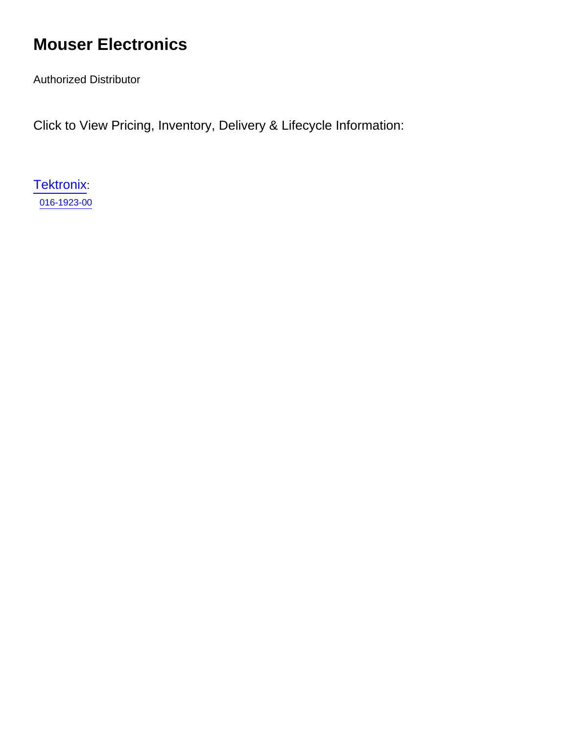# Mouser Electronics

Authorized Distributor

Click to View Pricing, Inventory, Delivery & Lifecycle Information:

Tektronix:

016-1923-00